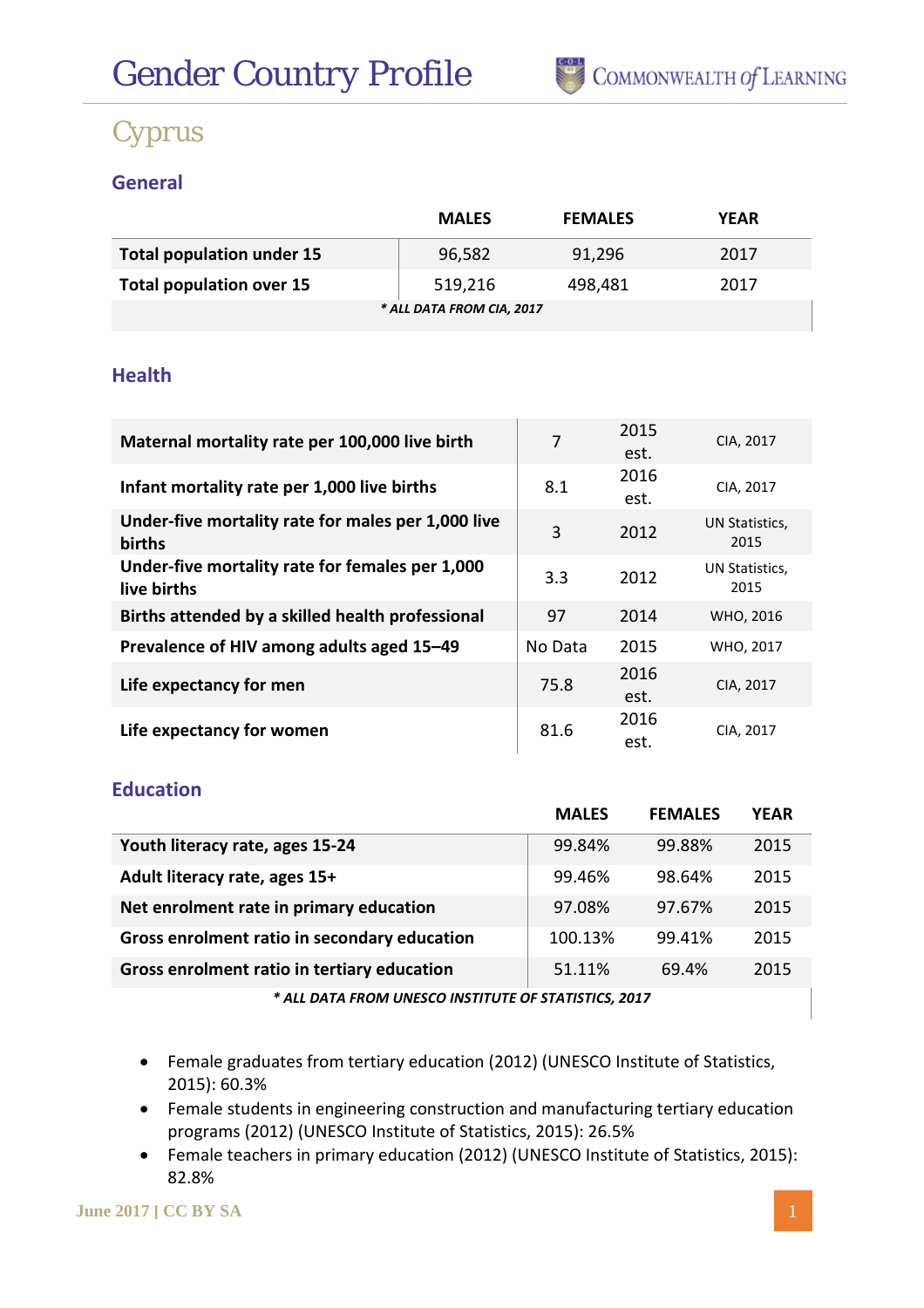# Gender Country Profile

## Cyprus

### General

| | MALES | FEMALES | YEAR |
|---|---|---|---|
| **Total population under 15** | 96,582 | 91,296 | 2017 |
| **Total population over 15** | 519,216 | 498,481 | 2017 |

***\* ALL DATA FROM CIA, 2017***

### Health

| | | | |
|---|---|---|---|
| **Maternal mortality rate per 100,000 live birth** | 7 | 2015 est. | CIA, 2017 |
| **Infant mortality rate per 1,000 live births** | 8.1 | 2016 est. | CIA, 2017 |
| **Under-five mortality rate for males per 1,000 live births** | 3 | 2012 | UN Statistics, 2015 |
| **Under-five mortality rate for females per 1,000 live births** | 3.3 | 2012 | UN Statistics, 2015 |
| **Births attended by a skilled health professional** | 97 | 2014 | WHO, 2016 |
| **Prevalence of HIV among adults aged 15–49** | No Data | 2015 | WHO, 2017 |
| **Life expectancy for men** | 75.8 | 2016 est. | CIA, 2017 |
| **Life expectancy for women** | 81.6 | 2016 est. | CIA, 2017 |

### Education

| | MALES | FEMALES | YEAR |
|---|---|---|---|
| **Youth literacy rate, ages 15-24** | 99.84% | 99.88% | 2015 |
| **Adult literacy rate, ages 15+** | 99.46% | 98.64% | 2015 |
| **Net enrolment rate in primary education** | 97.08% | 97.67% | 2015 |
| **Gross enrolment ratio in secondary education** | 100.13% | 99.41% | 2015 |
| **Gross enrolment ratio in tertiary education** | 51.11% | 69.4% | 2015 |

***\* ALL DATA FROM UNESCO INSTITUTE OF STATISTICS, 2017***

- Female graduates from tertiary education (2012) (UNESCO Institute of Statistics, 2015): 60.3%
- Female students in engineering construction and manufacturing tertiary education programs (2012) (UNESCO Institute of Statistics, 2015): 26.5%
- Female teachers in primary education (2012) (UNESCO Institute of Statistics, 2015): 82.8%

June 2017 | CC BY SA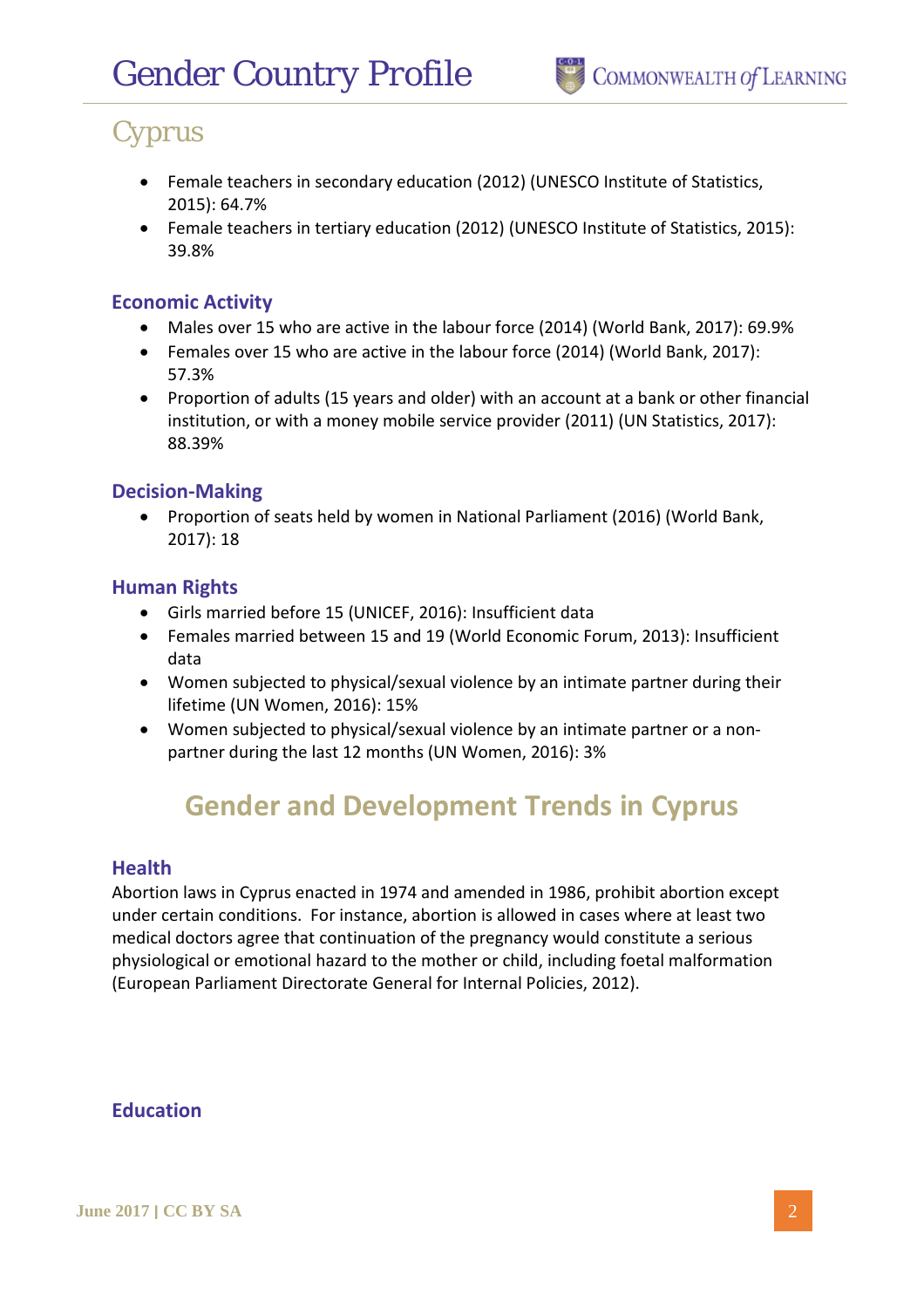- Female teachers in secondary education (2012) (UNESCO Institute of Statistics, 2015): 64.7%
- Female teachers in tertiary education (2012) (UNESCO Institute of Statistics, 2015): 39.8%

### Economic Activity

- Males over 15 who are active in the labour force (2014) (World Bank, 2017): 69.9%
- Females over 15 who are active in the labour force (2014) (World Bank, 2017): 57.3%
- Proportion of adults (15 years and older) with an account at a bank or other financial institution, or with a money mobile service provider (2011) (UN Statistics, 2017): 88.39%

### Decision-Making

- Proportion of seats held by women in National Parliament (2016) (World Bank, 2017): 18

### Human Rights

- Girls married before 15 (UNICEF, 2016): Insufficient data
- Females married between 15 and 19 (World Economic Forum, 2013): Insufficient data
- Women subjected to physical/sexual violence by an intimate partner during their lifetime (UN Women, 2016): 15%
- Women subjected to physical/sexual violence by an intimate partner or a non-partner during the last 12 months (UN Women, 2016): 3%

## Gender and Development Trends in Cyprus

### Health

Abortion laws in Cyprus enacted in 1974 and amended in 1986, prohibit abortion except under certain conditions. For instance, abortion is allowed in cases where at least two medical doctors agree that continuation of the pregnancy would constitute a serious physiological or emotional hazard to the mother or child, including foetal malformation (European Parliament Directorate General for Internal Policies, 2012).

### Education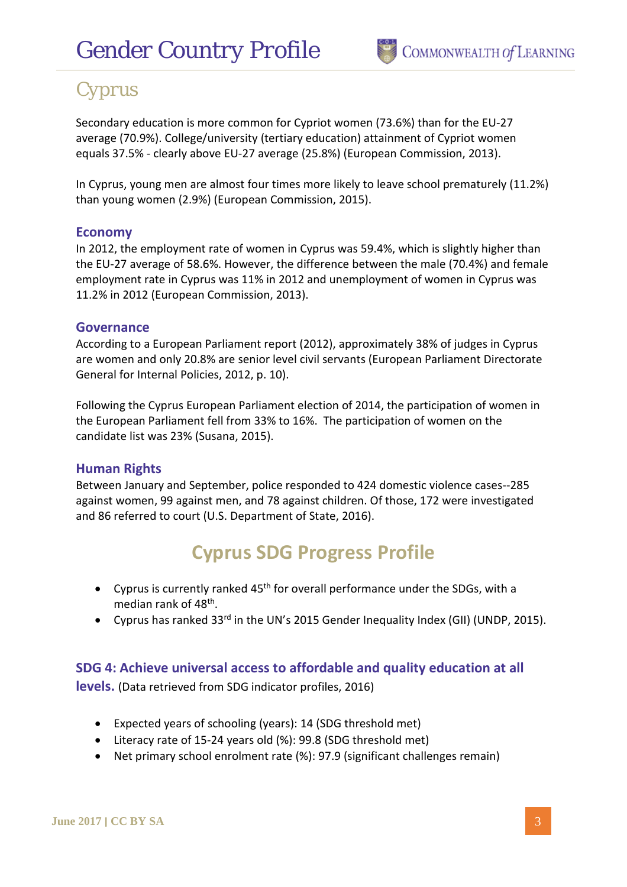# Cyprus

Secondary education is more common for Cypriot women (73.6%) than for the EU-27 average (70.9%). College/university (tertiary education) attainment of Cypriot women equals 37.5% - clearly above EU-27 average (25.8%) (European Commission, 2013).

In Cyprus, young men are almost four times more likely to leave school prematurely (11.2%) than young women (2.9%) (European Commission, 2015).

### Economy

In 2012, the employment rate of women in Cyprus was 59.4%, which is slightly higher than the EU-27 average of 58.6%. However, the difference between the male (70.4%) and female employment rate in Cyprus was 11% in 2012 and unemployment of women in Cyprus was 11.2% in 2012 (European Commission, 2013).

### Governance

According to a European Parliament report (2012), approximately 38% of judges in Cyprus are women and only 20.8% are senior level civil servants (European Parliament Directorate General for Internal Policies, 2012, p. 10).

Following the Cyprus European Parliament election of 2014, the participation of women in the European Parliament fell from 33% to 16%. The participation of women on the candidate list was 23% (Susana, 2015).

### Human Rights

Between January and September, police responded to 424 domestic violence cases--285 against women, 99 against men, and 78 against children. Of those, 172 were investigated and 86 referred to court (U.S. Department of State, 2016).

## Cyprus SDG Progress Profile

- Cyprus is currently ranked 45th for overall performance under the SDGs, with a median rank of 48th.
- Cyprus has ranked 33rd in the UN's 2015 Gender Inequality Index (GII) (UNDP, 2015).

### SDG 4: Achieve universal access to affordable and quality education at all levels. (Data retrieved from SDG indicator profiles, 2016)

- Expected years of schooling (years): 14 (SDG threshold met)
- Literacy rate of 15-24 years old (%): 99.8 (SDG threshold met)
- Net primary school enrolment rate (%): 97.9 (significant challenges remain)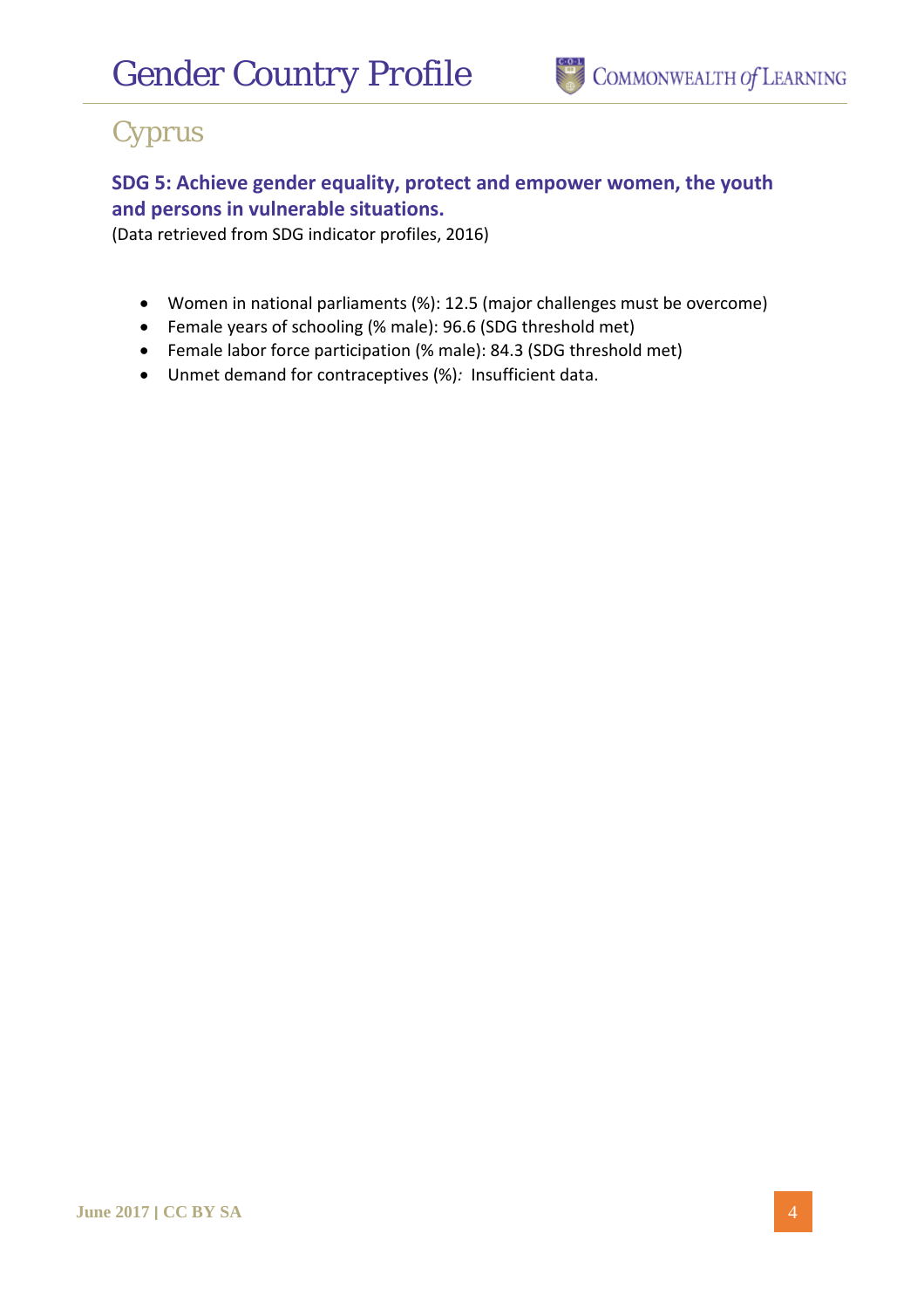## Cyprus

### SDG 5: Achieve gender equality, protect and empower women, the youth and persons in vulnerable situations.

(Data retrieved from SDG indicator profiles, 2016)

- Women in national parliaments (%): 12.5 (major challenges must be overcome)
- Female years of schooling (% male): 96.6 (SDG threshold met)
- Female labor force participation (% male): 84.3 (SDG threshold met)
- Unmet demand for contraceptives (%)*:* Insufficient data.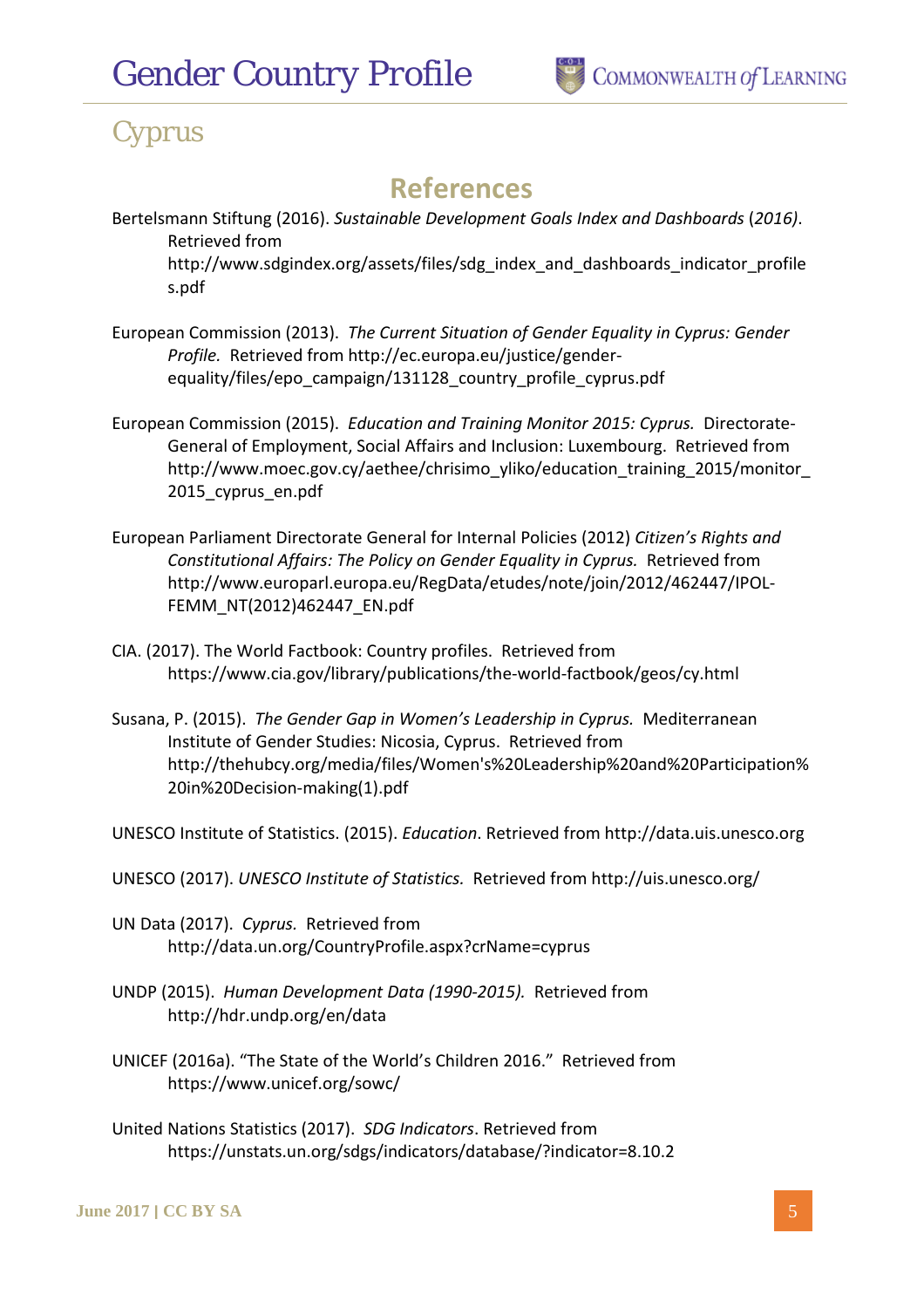# Cyprus

## References

Bertelsmann Stiftung (2016). *Sustainable Development Goals Index and Dashboards* (*2016)*. Retrieved from http://www.sdgindex.org/assets/files/sdg_index_and_dashboards_indicator_profiles.pdf

European Commission (2013). *The Current Situation of Gender Equality in Cyprus: Gender Profile.* Retrieved from http://ec.europa.eu/justice/gender-equality/files/epo_campaign/131128_country_profile_cyprus.pdf

European Commission (2015). *Education and Training Monitor 2015: Cyprus.* Directorate-General of Employment, Social Affairs and Inclusion: Luxembourg. Retrieved from http://www.moec.gov.cy/aethee/chrisimo_yliko/education_training_2015/monitor_2015_cyprus_en.pdf

European Parliament Directorate General for Internal Policies (2012) *Citizen's Rights and Constitutional Affairs: The Policy on Gender Equality in Cyprus.* Retrieved from http://www.europarl.europa.eu/RegData/etudes/note/join/2012/462447/IPOL-FEMM_NT(2012)462447_EN.pdf

CIA. (2017). The World Factbook: Country profiles. Retrieved from https://www.cia.gov/library/publications/the-world-factbook/geos/cy.html

Susana, P. (2015). *The Gender Gap in Women's Leadership in Cyprus.* Mediterranean Institute of Gender Studies: Nicosia, Cyprus. Retrieved from http://thehubcy.org/media/files/Women's%20Leadership%20and%20Participation%20in%20Decision-making(1).pdf

UNESCO Institute of Statistics. (2015). *Education*. Retrieved from http://data.uis.unesco.org

UNESCO (2017). *UNESCO Institute of Statistics.* Retrieved from http://uis.unesco.org/

UN Data (2017). *Cyprus.* Retrieved from http://data.un.org/CountryProfile.aspx?crName=cyprus

UNDP (2015). *Human Development Data (1990-2015).* Retrieved from http://hdr.undp.org/en/data

UNICEF (2016a). "The State of the World's Children 2016." Retrieved from https://www.unicef.org/sowc/

United Nations Statistics (2017). *SDG Indicators*. Retrieved from https://unstats.un.org/sdgs/indicators/database/?indicator=8.10.2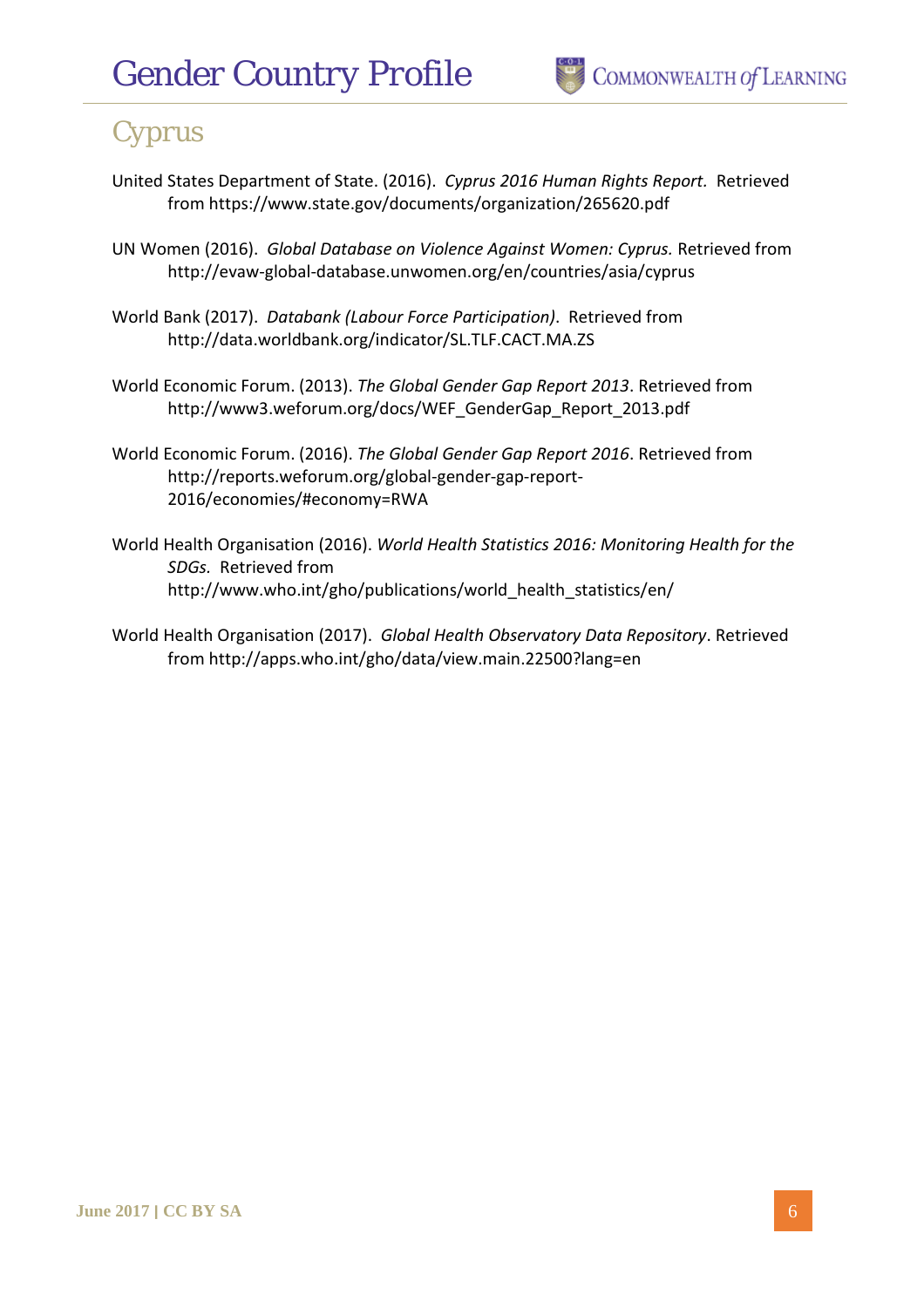United States Department of State. (2016). *Cyprus 2016 Human Rights Report.* Retrieved from https://www.state.gov/documents/organization/265620.pdf

UN Women (2016). *Global Database on Violence Against Women: Cyprus.* Retrieved from http://evaw-global-database.unwomen.org/en/countries/asia/cyprus

World Bank (2017). *Databank (Labour Force Participation)*. Retrieved from http://data.worldbank.org/indicator/SL.TLF.CACT.MA.ZS

World Economic Forum. (2013). *The Global Gender Gap Report 2013*. Retrieved from http://www3.weforum.org/docs/WEF_GenderGap_Report_2013.pdf

World Economic Forum. (2016). *The Global Gender Gap Report 2016*. Retrieved from http://reports.weforum.org/global-gender-gap-report-2016/economies/#economy=RWA

World Health Organisation (2016). *World Health Statistics 2016: Monitoring Health for the SDGs.* Retrieved from http://www.who.int/gho/publications/world_health_statistics/en/

World Health Organisation (2017). *Global Health Observatory Data Repository*. Retrieved from http://apps.who.int/gho/data/view.main.22500?lang=en